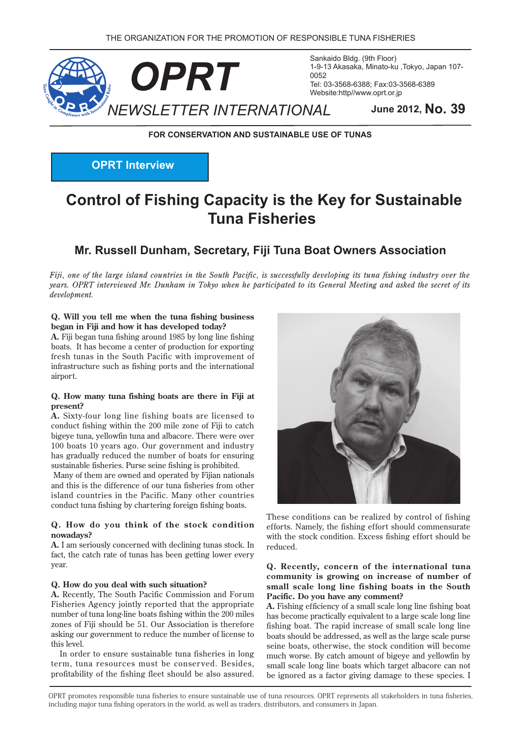THE ORGANIZATION FOR THE PROMOTION OF RESPONSIBLE TUNA FISHERIES

# OPRT NEWSLETTER INTERNATIONAL

Sankaido Bldg. (9th Floor)
1-9-13 Akasaka, Minato-ku ,Tokyo, Japan 107-0052
Tel: 03-3568-6388; Fax:03-3568-6389
Website:http//www.oprt.or.jp

**June 2012, No. 39**

**FOR CONSERVATION AND SUSTAINABLE USE OF TUNAS**

**OPRT Interview**

# Control of Fishing Capacity is the Key for Sustainable Tuna Fisheries

## Mr. Russell Dunham, Secretary, Fiji Tuna Boat Owners Association

*Fiji, one of the large island countries in the South Pacific, is successfully developing its tuna fishing industry over the years. OPRT interviewed Mr. Dunham in Tokyo when he participated to its General Meeting and asked the secret of its development.*

**Q. Will you tell me when the tuna fishing business began in Fiji and how it has developed today?**

**A.** Fiji began tuna fishing around 1985 by long line fishing boats. It has become a center of production for exporting fresh tunas in the South Pacific with improvement of infrastructure such as fishing ports and the international airport.

**Q. How many tuna fishing boats are there in Fiji at present?**

**A.** Sixty-four long line fishing boats are licensed to conduct fishing within the 200 mile zone of Fiji to catch bigeye tuna, yellowfin tuna and albacore. There were over 100 boats 10 years ago. Our government and industry has gradually reduced the number of boats for ensuring sustainable fisheries. Purse seine fishing is prohibited.

Many of them are owned and operated by Fijian nationals and this is the difference of our tuna fisheries from other island countries in the Pacific. Many other countries conduct tuna fishing by chartering foreign fishing boats.

**Q. How do you think of the stock condition nowadays?**

**A.** I am seriously concerned with declining tunas stock. In fact, the catch rate of tunas has been getting lower every year.

**Q. How do you deal with such situation?**

**A.** Recently, The South Pacific Commission and Forum Fisheries Agency jointly reported that the appropriate number of tuna long-line boats fishing within the 200 miles zones of Fiji should be 51. Our Association is therefore asking our government to reduce the number of license to this level.

In order to ensure sustainable tuna fisheries in long term, tuna resources must be conserved. Besides, profitability of the fishing fleet should be also assured. These conditions can be realized by control of fishing efforts. Namely, the fishing effort should commensurate with the stock condition. Excess fishing effort should be reduced.

**Q. Recently, concern of the international tuna community is growing on increase of number of small scale long line fishing boats in the South Pacific. Do you have any comment?**

**A.** Fishing efficiency of a small scale long line fishing boat has become practically equivalent to a large scale long line fishing boat. The rapid increase of small scale long line boats should be addressed, as well as the large scale purse seine boats, otherwise, the stock condition will become much worse. By catch amount of bigeye and yellowfin by small scale long line boats which target albacore can not be ignored as a factor giving damage to these species. I

OPRT promotes responsible tuna fisheries to ensure sustainable use of tuna resources. OPRT represents all stakeholders in tuna fisheries, including major tuna fishing operators in the world, as well as traders, distributors, and consumers in Japan.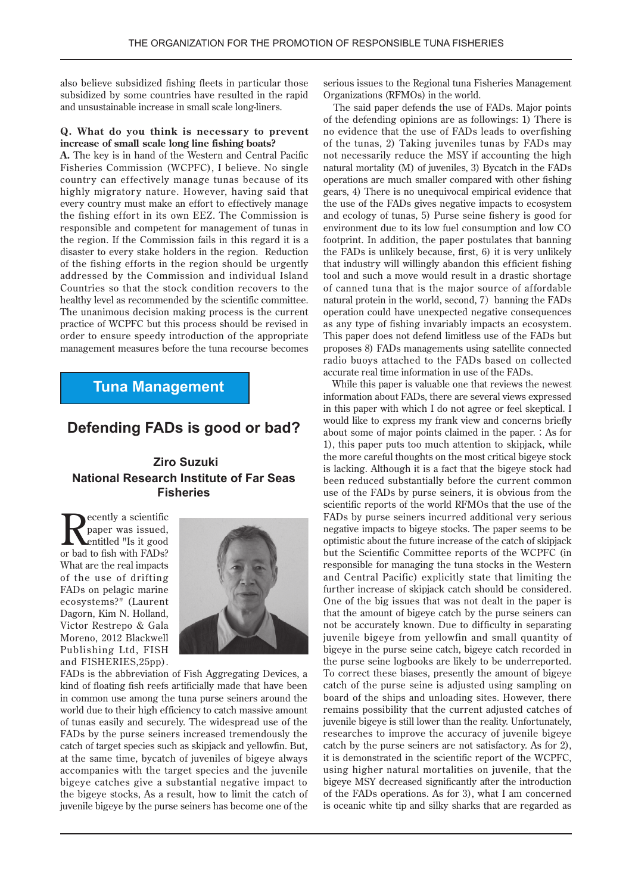also believe subsidized fishing fleets in particular those subsidized by some countries have resulted in the rapid and unsustainable increase in small scale long-liners.

**Q. What do you think is necessary to prevent increase of small scale long line fishing boats?**

**A.** The key is in hand of the Western and Central Pacific Fisheries Commission (WCPFC), I believe. No single country can effectively manage tunas because of its highly migratory nature. However, having said that every country must make an effort to effectively manage the fishing effort in its own EEZ. The Commission is responsible and competent for management of tunas in the region. If the Commission fails in this regard it is a disaster to every stake holders in the region. Reduction of the fishing efforts in the region should be urgently addressed by the Commission and individual Island Countries so that the stock condition recovers to the healthy level as recommended by the scientific committee. The unanimous decision making process is the current practice of WCPFC but this process should be revised in order to ensure speedy introduction of the appropriate management measures before the tuna recourse becomes serious issues to the Regional tuna Fisheries Management Organizations (RFMOs) in the world.

## Tuna Management

# Defending FADs is good or bad?

### Ziro Suzuki
### National Research Institute of Far Seas Fisheries

Recently a scientific paper was issued, entitled "Is it good or bad to fish with FADs? What are the real impacts of the use of drifting FADs on pelagic marine ecosystems?" (Laurent Dagorn, Kim N. Holland, Victor Restrepo & Gala Moreno, 2012 Blackwell Publishing Ltd, FISH and FISHERIES,25pp). FADs is the abbreviation of Fish Aggregating Devices, a kind of floating fish reefs artificially made that have been in common use among the tuna purse seiners around the world due to their high efficiency to catch massive amount of tunas easily and securely. The widespread use of the FADs by the purse seiners increased tremendously the catch of target species such as skipjack and yellowfin. But, at the same time, bycatch of juveniles of bigeye always accompanies with the target species and the juvenile bigeye catches give a substantial negative impact to the bigeye stocks, As a result, how to limit the catch of juvenile bigeye by the purse seiners has become one of the serious issues to the Regional tuna Fisheries Management Organizations (RFMOs) in the world.

The said paper defends the use of FADs. Major points of the defending opinions are as followings: 1) There is no evidence that the use of FADs leads to overfishing of the tunas, 2) Taking juveniles tunas by FADs may not necessarily reduce the MSY if accounting the high natural mortality (M) of juveniles, 3) Bycatch in the FADs operations are much smaller compared with other fishing gears, 4) There is no unequivocal empirical evidence that the use of the FADs gives negative impacts to ecosystem and ecology of tunas, 5) Purse seine fishery is good for environment due to its low fuel consumption and low CO footprint. In addition, the paper postulates that banning the FADs is unlikely because, first, 6) it is very unlikely that industry will willingly abandon this efficient fishing tool and such a move would result in a drastic shortage of canned tuna that is the major source of affordable natural protein in the world, second, 7) banning the FADs operation could have unexpected negative consequences as any type of fishing invariably impacts an ecosystem. This paper does not defend limitless use of the FADs but proposes 8) FADs managements using satellite connected radio buoys attached to the FADs based on collected accurate real time information in use of the FADs.

While this paper is valuable one that reviews the newest information about FADs, there are several views expressed in this paper with which I do not agree or feel skeptical. I would like to express my frank view and concerns briefly about some of major points claimed in the paper. : As for 1), this paper puts too much attention to skipjack, while the more careful thoughts on the most critical bigeye stock is lacking. Although it is a fact that the bigeye stock had been reduced substantially before the current common use of the FADs by purse seiners, it is obvious from the scientific reports of the world RFMOs that the use of the FADs by purse seiners incurred additional very serious negative impacts to bigeye stocks. The paper seems to be optimistic about the future increase of the catch of skipjack but the Scientific Committee reports of the WCPFC (in responsible for managing the tuna stocks in the Western and Central Pacific) explicitly state that limiting the further increase of skipjack catch should be considered. One of the big issues that was not dealt in the paper is that the amount of bigeye catch by the purse seiners can not be accurately known. Due to difficulty in separating juvenile bigeye from yellowfin and small quantity of bigeye in the purse seine catch, bigeye catch recorded in the purse seine logbooks are likely to be underreported. To correct these biases, presently the amount of bigeye catch of the purse seine is adjusted using sampling on board of the ships and unloading sites. However, there remains possibility that the current adjusted catches of juvenile bigeye is still lower than the reality. Unfortunately, researches to improve the accuracy of juvenile bigeye catch by the purse seiners are not satisfactory. As for 2), it is demonstrated in the scientific report of the WCPFC, using higher natural mortalities on juvenile, that the bigeye MSY decreased significantly after the introduction of the FADs operations. As for 3), what I am concerned is oceanic white tip and silky sharks that are regarded as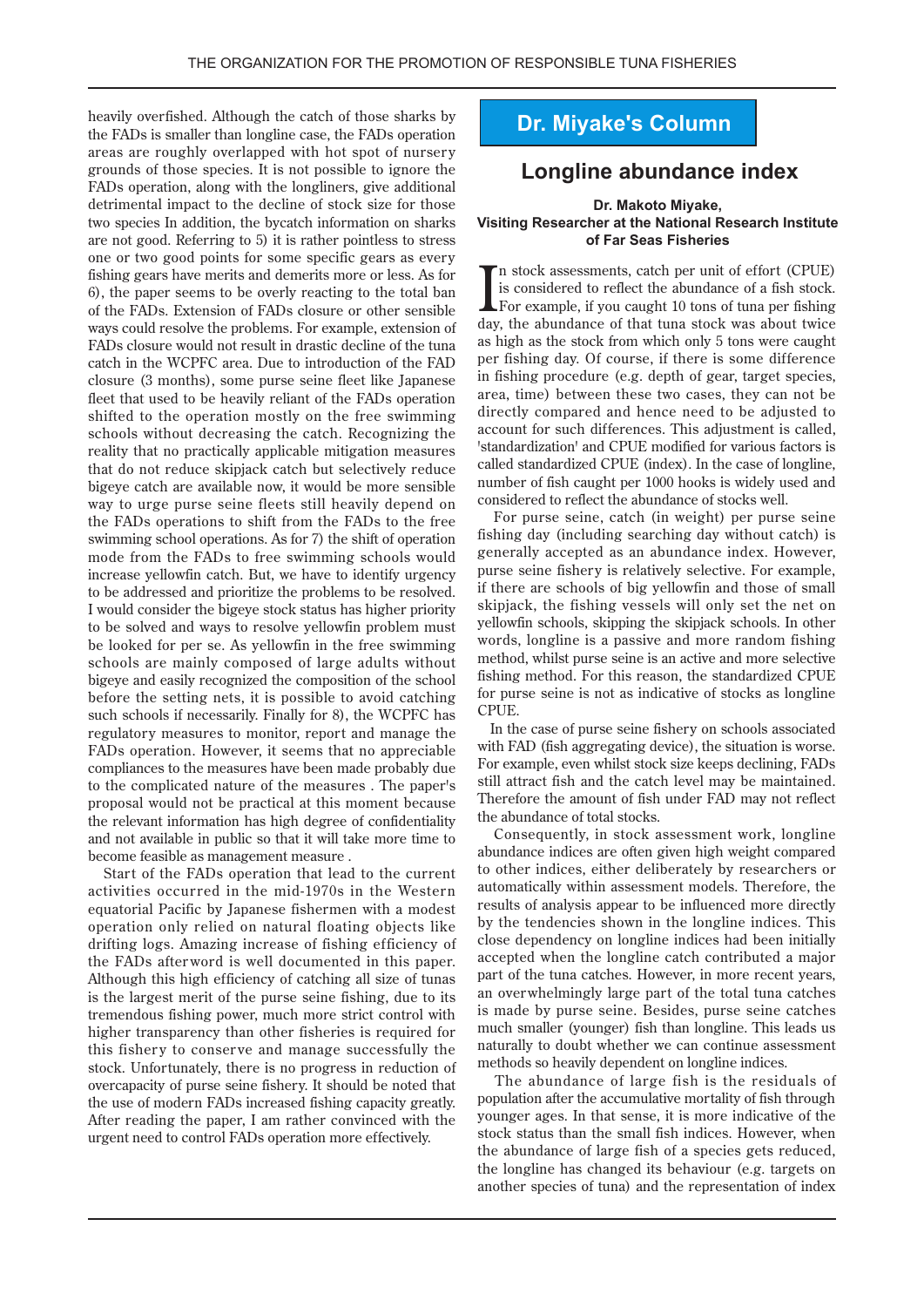heavily overfished. Although the catch of those sharks by the FADs is smaller than longline case, the FADs operation areas are roughly overlapped with hot spot of nursery grounds of those species. It is not possible to ignore the FADs operation, along with the longliners, give additional detrimental impact to the decline of stock size for those two species In addition, the bycatch information on sharks are not good. Referring to 5) it is rather pointless to stress one or two good points for some specific gears as every fishing gears have merits and demerits more or less. As for 6), the paper seems to be overly reacting to the total ban of the FADs. Extension of FADs closure or other sensible ways could resolve the problems. For example, extension of FADs closure would not result in drastic decline of the tuna catch in the WCPFC area. Due to introduction of the FAD closure (3 months), some purse seine fleet like Japanese fleet that used to be heavily reliant of the FADs operation shifted to the operation mostly on the free swimming schools without decreasing the catch. Recognizing the reality that no practically applicable mitigation measures that do not reduce skipjack catch but selectively reduce bigeye catch are available now, it would be more sensible way to urge purse seine fleets still heavily depend on the FADs operations to shift from the FADs to the free swimming school operations. As for 7) the shift of operation mode from the FADs to free swimming schools would increase yellowfin catch. But, we have to identify urgency to be addressed and prioritize the problems to be resolved. I would consider the bigeye stock status has higher priority to be solved and ways to resolve yellowfin problem must be looked for per se. As yellowfin in the free swimming schools are mainly composed of large adults without bigeye and easily recognized the composition of the school before the setting nets, it is possible to avoid catching such schools if necessarily. Finally for 8), the WCPFC has regulatory measures to monitor, report and manage the FADs operation. However, it seems that no appreciable compliances to the measures have been made probably due to the complicated nature of the measures . The paper's proposal would not be practical at this moment because the relevant information has high degree of confidentiality and not available in public so that it will take more time to become feasible as management measure .

Start of the FADs operation that lead to the current activities occurred in the mid-1970s in the Western equatorial Pacific by Japanese fishermen with a modest operation only relied on natural floating objects like drifting logs. Amazing increase of fishing efficiency of the FADs afterword is well documented in this paper. Although this high efficiency of catching all size of tunas is the largest merit of the purse seine fishing, due to its tremendous fishing power, much more strict control with higher transparency than other fisheries is required for this fishery to conserve and manage successfully the stock. Unfortunately, there is no progress in reduction of overcapacity of purse seine fishery. It should be noted that the use of modern FADs increased fishing capacity greatly. After reading the paper, I am rather convinced with the urgent need to control FADs operation more effectively.

## Dr. Miyake's Column

# Longline abundance index

**Dr. Makoto Miyake, Visiting Researcher at the National Research Institute of Far Seas Fisheries**

In stock assessments, catch per unit of effort (CPUE) is considered to reflect the abundance of a fish stock. For example, if you caught 10 tons of tuna per fishing day, the abundance of that tuna stock was about twice as high as the stock from which only 5 tons were caught per fishing day. Of course, if there is some difference in fishing procedure (e.g. depth of gear, target species, area, time) between these two cases, they can not be directly compared and hence need to be adjusted to account for such differences. This adjustment is called, 'standardization' and CPUE modified for various factors is called standardized CPUE (index). In the case of longline, number of fish caught per 1000 hooks is widely used and considered to reflect the abundance of stocks well.

For purse seine, catch (in weight) per purse seine fishing day (including searching day without catch) is generally accepted as an abundance index. However, purse seine fishery is relatively selective. For example, if there are schools of big yellowfin and those of small skipjack, the fishing vessels will only set the net on yellowfin schools, skipping the skipjack schools. In other words, longline is a passive and more random fishing method, whilst purse seine is an active and more selective fishing method. For this reason, the standardized CPUE for purse seine is not as indicative of stocks as longline CPUE.

In the case of purse seine fishery on schools associated with FAD (fish aggregating device), the situation is worse. For example, even whilst stock size keeps declining, FADs still attract fish and the catch level may be maintained. Therefore the amount of fish under FAD may not reflect the abundance of total stocks.

Consequently, in stock assessment work, longline abundance indices are often given high weight compared to other indices, either deliberately by researchers or automatically within assessment models. Therefore, the results of analysis appear to be influenced more directly by the tendencies shown in the longline indices. This close dependency on longline indices had been initially accepted when the longline catch contributed a major part of the tuna catches. However, in more recent years, an overwhelmingly large part of the total tuna catches is made by purse seine. Besides, purse seine catches much smaller (younger) fish than longline. This leads us naturally to doubt whether we can continue assessment methods so heavily dependent on longline indices.

The abundance of large fish is the residuals of population after the accumulative mortality of fish through younger ages. In that sense, it is more indicative of the stock status than the small fish indices. However, when the abundance of large fish of a species gets reduced, the longline has changed its behaviour (e.g. targets on another species of tuna) and the representation of index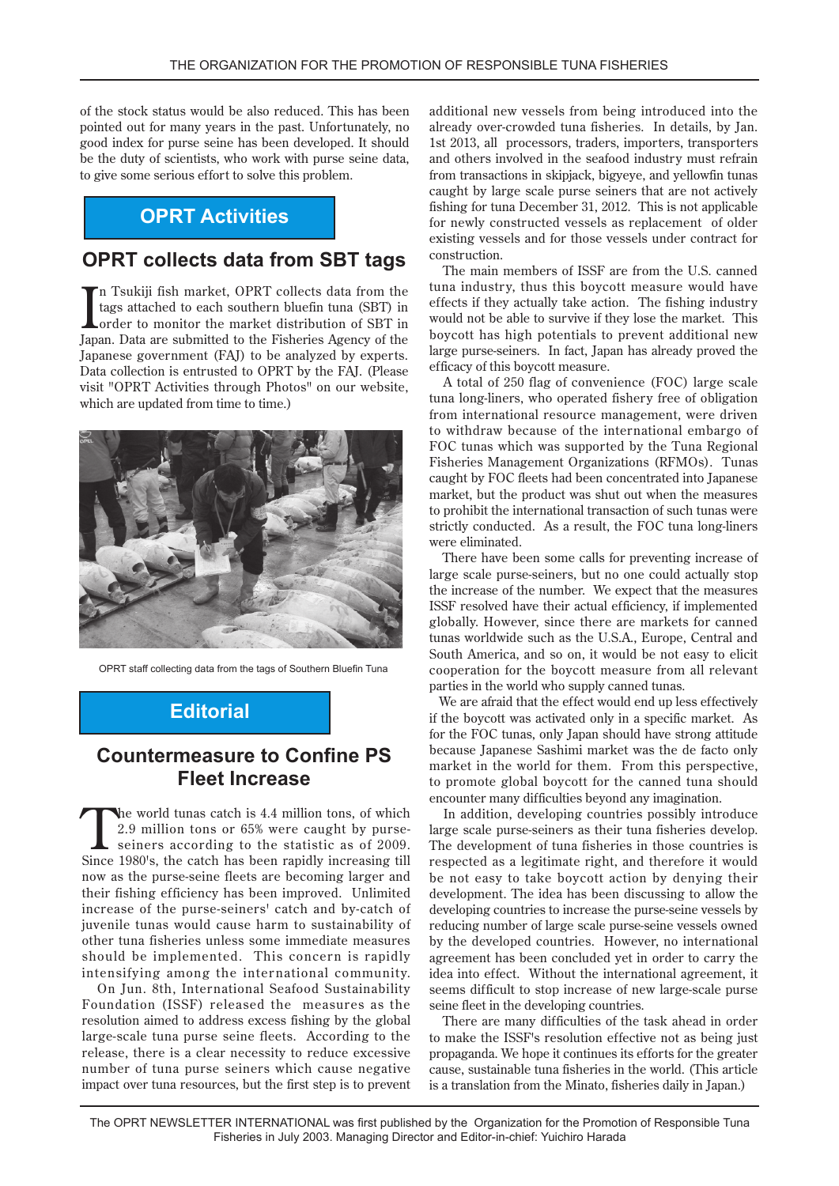of the stock status would be also reduced. This has been pointed out for many years in the past. Unfortunately, no good index for purse seine has been developed. It should be the duty of scientists, who work with purse seine data, to give some serious effort to solve this problem.

## OPRT Activities

### OPRT collects data from SBT tags

In Tsukiji fish market, OPRT collects data from the tags attached to each southern bluefin tuna (SBT) in order to monitor the market distribution of SBT in Japan. Data are submitted to the Fisheries Agency of the Japanese government (FAJ) to be analyzed by experts. Data collection is entrusted to OPRT by the FAJ. (Please visit "OPRT Activities through Photos" on our website, which are updated from time to time.)

OPRT staff collecting data from the tags of Southern Bluefin Tuna

## Editorial

### Countermeasure to Confine PS Fleet Increase

The world tunas catch is 4.4 million tons, of which 2.9 million tons or 65% were caught by purse-seiners according to the statistic as of 2009. Since 1980's, the catch has been rapidly increasing till now as the purse-seine fleets are becoming larger and their fishing efficiency has been improved. Unlimited increase of the purse-seiners' catch and by-catch of juvenile tunas would cause harm to sustainability of other tuna fisheries unless some immediate measures should be implemented. This concern is rapidly intensifying among the international community.

On Jun. 8th, International Seafood Sustainability Foundation (ISSF) released the measures as the resolution aimed to address excess fishing by the global large-scale tuna purse seine fleets. According to the release, there is a clear necessity to reduce excessive number of tuna purse seiners which cause negative impact over tuna resources, but the first step is to prevent additional new vessels from being introduced into the already over-crowded tuna fisheries. In details, by Jan. 1st 2013, all processors, traders, importers, transporters and others involved in the seafood industry must refrain from transactions in skipjack, bigyeye, and yellowfin tunas caught by large scale purse seiners that are not actively fishing for tuna December 31, 2012. This is not applicable for newly constructed vessels as replacement of older existing vessels and for those vessels under contract for construction.

The main members of ISSF are from the U.S. canned tuna industry, thus this boycott measure would have effects if they actually take action. The fishing industry would not be able to survive if they lose the market. This boycott has high potentials to prevent additional new large purse-seiners. In fact, Japan has already proved the efficacy of this boycott measure.

A total of 250 flag of convenience (FOC) large scale tuna long-liners, who operated fishery free of obligation from international resource management, were driven to withdraw because of the international embargo of FOC tunas which was supported by the Tuna Regional Fisheries Management Organizations (RFMOs). Tunas caught by FOC fleets had been concentrated into Japanese market, but the product was shut out when the measures to prohibit the international transaction of such tunas were strictly conducted. As a result, the FOC tuna long-liners were eliminated.

There have been some calls for preventing increase of large scale purse-seiners, but no one could actually stop the increase of the number. We expect that the measures ISSF resolved have their actual efficiency, if implemented globally. However, since there are markets for canned tunas worldwide such as the U.S.A., Europe, Central and South America, and so on, it would be not easy to elicit cooperation for the boycott measure from all relevant parties in the world who supply canned tunas.

We are afraid that the effect would end up less effectively if the boycott was activated only in a specific market. As for the FOC tunas, only Japan should have strong attitude because Japanese Sashimi market was the de facto only market in the world for them. From this perspective, to promote global boycott for the canned tuna should encounter many difficulties beyond any imagination.

In addition, developing countries possibly introduce large scale purse-seiners as their tuna fisheries develop. The development of tuna fisheries in those countries is respected as a legitimate right, and therefore it would be not easy to take boycott action by denying their development. The idea has been discussing to allow the developing countries to increase the purse-seine vessels by reducing number of large scale purse-seine vessels owned by the developed countries. However, no international agreement has been concluded yet in order to carry the idea into effect. Without the international agreement, it seems difficult to stop increase of new large-scale purse seine fleet in the developing countries.

There are many difficulties of the task ahead in order to make the ISSF's resolution effective not as being just propaganda. We hope it continues its efforts for the greater cause, sustainable tuna fisheries in the world. (This article is a translation from the Minato, fisheries daily in Japan.)

The OPRT NEWSLETTER INTERNATIONAL was first published by the Organization for the Promotion of Responsible Tuna Fisheries in July 2003. Managing Director and Editor-in-chief: Yuichiro Harada